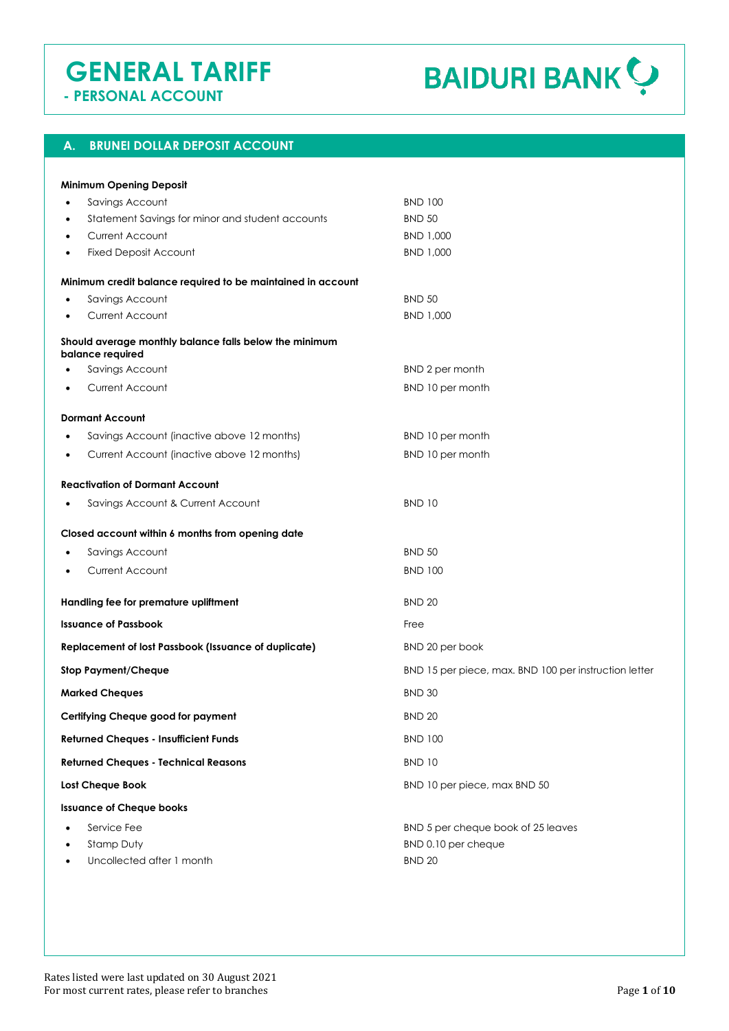# GENERAL TARIFF
## - PERSONAL ACCOUNT

BAIDURI BANK

## A. BRUNEI DOLLAR DEPOSIT ACCOUNT

**Minimum Opening Deposit**

- Savings Account — BND 100
- Statement Savings for minor and student accounts — BND 50
- Current Account — BND 1,000
- Fixed Deposit Account — BND 1,000

**Minimum credit balance required to be maintained in account**

- Savings Account — BND 50
- Current Account — BND 1,000

**Should average monthly balance falls below the minimum balance required**

- Savings Account — BND 2 per month
- Current Account — BND 10 per month

**Dormant Account**

- Savings Account (inactive above 12 months) — BND 10 per month
- Current Account (inactive above 12 months) — BND 10 per month

**Reactivation of Dormant Account**

- Savings Account & Current Account — BND 10

**Closed account within 6 months from opening date**

- Savings Account — BND 50
- Current Account — BND 100

| | |
|---|---|
| **Handling fee for premature upliftment** | BND 20 |
| **Issuance of Passbook** | Free |
| **Replacement of lost Passbook (Issuance of duplicate)** | BND 20 per book |
| **Stop Payment/Cheque** | BND 15 per piece, max. BND 100 per instruction letter |
| **Marked Cheques** | BND 30 |
| **Certifying Cheque good for payment** | BND 20 |
| **Returned Cheques - Insufficient Funds** | BND 100 |
| **Returned Cheques - Technical Reasons** | BND 10 |
| **Lost Cheque Book** | BND 10 per piece, max BND 50 |

**Issuance of Cheque books**

- Service Fee — BND 5 per cheque book of 25 leaves
- Stamp Duty — BND 0.10 per cheque
- Uncollected after 1 month — BND 20

Rates listed were last updated on 30 August 2021
For most current rates, please refer to branches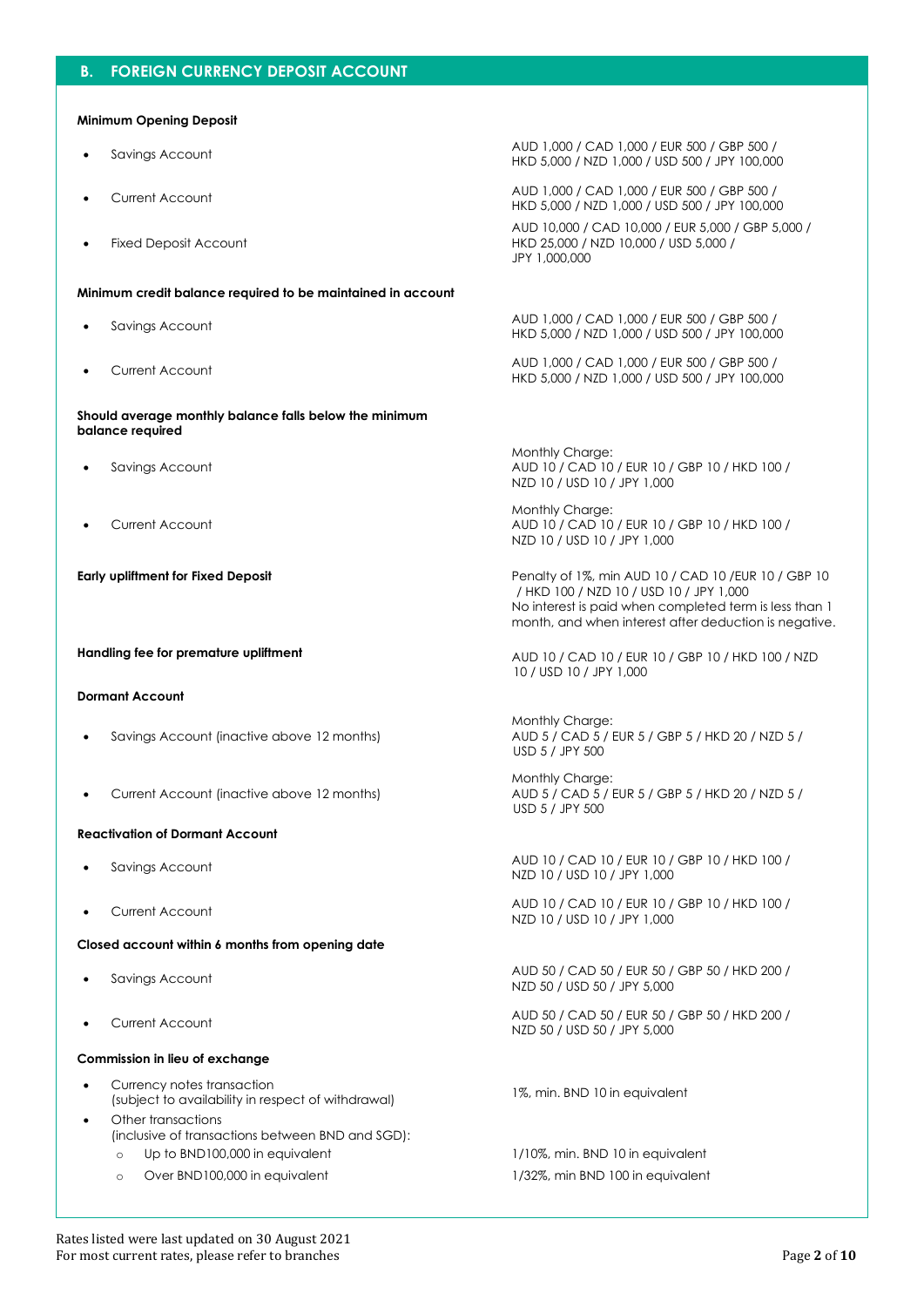## B. FOREIGN CURRENCY DEPOSIT ACCOUNT

**Minimum Opening Deposit**

- Savings Account — AUD 1,000 / CAD 1,000 / EUR 500 / GBP 500 / HKD 5,000 / NZD 1,000 / USD 500 / JPY 100,000
- Current Account — AUD 1,000 / CAD 1,000 / EUR 500 / GBP 500 / HKD 5,000 / NZD 1,000 / USD 500 / JPY 100,000
- Fixed Deposit Account — AUD 10,000 / CAD 10,000 / EUR 5,000 / GBP 5,000 / HKD 25,000 / NZD 10,000 / USD 5,000 / JPY 1,000,000

**Minimum credit balance required to be maintained in account**

- Savings Account — AUD 1,000 / CAD 1,000 / EUR 500 / GBP 500 / HKD 5,000 / NZD 1,000 / USD 500 / JPY 100,000
- Current Account — AUD 1,000 / CAD 1,000 / EUR 500 / GBP 500 / HKD 5,000 / NZD 1,000 / USD 500 / JPY 100,000

**Should average monthly balance falls below the minimum balance required**

- Savings Account — Monthly Charge: AUD 10 / CAD 10 / EUR 10 / GBP 10 / HKD 100 / NZD 10 / USD 10 / JPY 1,000
- Current Account — Monthly Charge: AUD 10 / CAD 10 / EUR 10 / GBP 10 / HKD 100 / NZD 10 / USD 10 / JPY 1,000

**Early upliftment for Fixed Deposit** — Penalty of 1%, min AUD 10 / CAD 10 /EUR 10 / GBP 10 / HKD 100 / NZD 10 / USD 10 / JPY 1,000
No interest is paid when completed term is less than 1 month, and when interest after deduction is negative.

**Handling fee for premature upliftment** — AUD 10 / CAD 10 / EUR 10 / GBP 10 / HKD 100 / NZD 10 / USD 10 / JPY 1,000

**Dormant Account**

- Savings Account (inactive above 12 months) — Monthly Charge: AUD 5 / CAD 5 / EUR 5 / GBP 5 / HKD 20 / NZD 5 / USD 5 / JPY 500
- Current Account (inactive above 12 months) — Monthly Charge: AUD 5 / CAD 5 / EUR 5 / GBP 5 / HKD 20 / NZD 5 / USD 5 / JPY 500

**Reactivation of Dormant Account**

- Savings Account — AUD 10 / CAD 10 / EUR 10 / GBP 10 / HKD 100 / NZD 10 / USD 10 / JPY 1,000
- Current Account — AUD 10 / CAD 10 / EUR 10 / GBP 10 / HKD 100 / NZD 10 / USD 10 / JPY 1,000

**Closed account within 6 months from opening date**

- Savings Account — AUD 50 / CAD 50 / EUR 50 / GBP 50 / HKD 200 / NZD 50 / USD 50 / JPY 5,000
- Current Account — AUD 50 / CAD 50 / EUR 50 / GBP 50 / HKD 200 / NZD 50 / USD 50 / JPY 5,000

**Commission in lieu of exchange**

- Currency notes transaction (subject to availability in respect of withdrawal) — 1%, min. BND 10 in equivalent
- Other transactions (inclusive of transactions between BND and SGD):
  - Up to BND100,000 in equivalent — 1/10%, min. BND 10 in equivalent
  - Over BND100,000 in equivalent — 1/32%, min BND 100 in equivalent

Rates listed were last updated on 30 August 2021
For most current rates, please refer to branches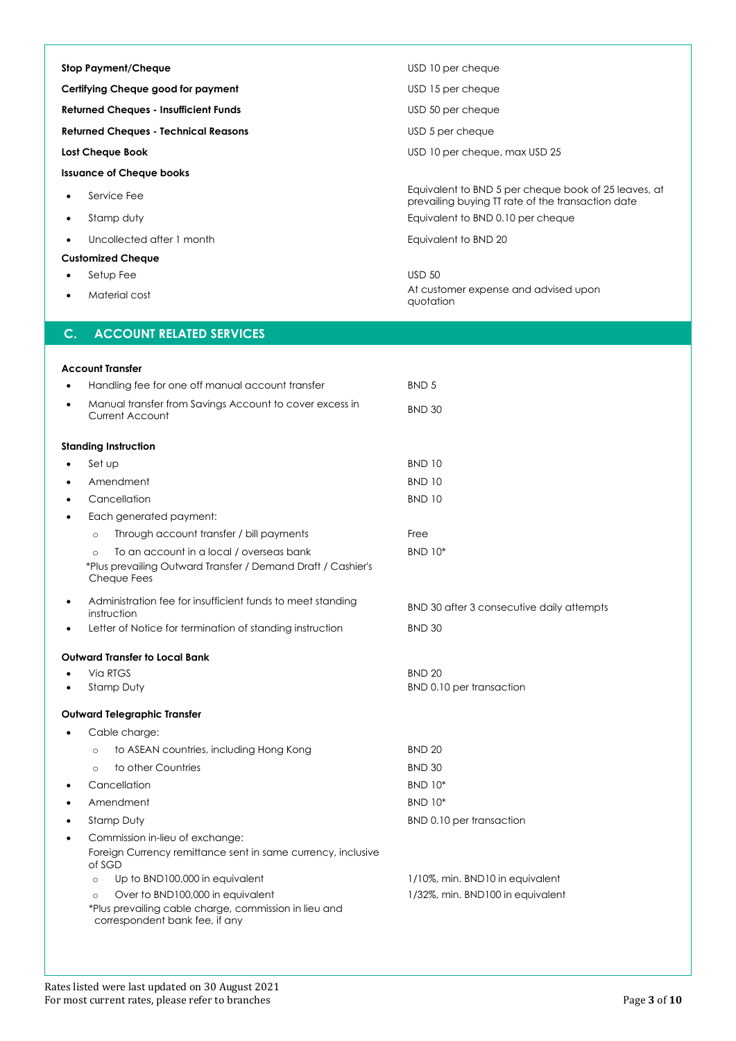| | |
|---|---|
| **Stop Payment/Cheque** | USD 10 per cheque |
| **Certifying Cheque good for payment** | USD 15 per cheque |
| **Returned Cheques - Insufficient Funds** | USD 50 per cheque |
| **Returned Cheques - Technical Reasons** | USD 5 per cheque |
| **Lost Cheque Book** | USD 10 per cheque, max USD 25 |
| **Issuance of Cheque books** | |
| • Service Fee | Equivalent to BND 5 per cheque book of 25 leaves, at prevailing buying TT rate of the transaction date |
| • Stamp duty | Equivalent to BND 0.10 per cheque |
| • Uncollected after 1 month | Equivalent to BND 20 |
| **Customized Cheque** | |
| • Setup Fee | USD 50 |
| • Material cost | At customer expense and advised upon quotation |

## C. ACCOUNT RELATED SERVICES

| | |
|---|---|
| **Account Transfer** | |
| • Handling fee for one off manual account transfer | BND 5 |
| • Manual transfer from Savings Account to cover excess in Current Account | BND 30 |
| **Standing Instruction** | |
| • Set up | BND 10 |
| • Amendment | BND 10 |
| • Cancellation | BND 10 |
| • Each generated payment: | |
| ○ Through account transfer / bill payments | Free |
| ○ To an account in a local / overseas bank | BND 10* |
| *Plus prevailing Outward Transfer / Demand Draft / Cashier's Cheque Fees | |
| • Administration fee for insufficient funds to meet standing instruction | BND 30 after 3 consecutive daily attempts |
| • Letter of Notice for termination of standing instruction | BND 30 |
| **Outward Transfer to Local Bank** | |
| • Via RTGS | BND 20 |
| • Stamp Duty | BND 0.10 per transaction |
| **Outward Telegraphic Transfer** | |
| • Cable charge: | |
| ○ to ASEAN countries, including Hong Kong | BND 20 |
| ○ to other Countries | BND 30 |
| • Cancellation | BND 10* |
| • Amendment | BND 10* |
| • Stamp Duty | BND 0.10 per transaction |
| • Commission in-lieu of exchange: Foreign Currency remittance sent in same currency, inclusive of SGD | |
| ○ Up to BND100,000 in equivalent | 1/10%, min. BND10 in equivalent |
| ○ Over to BND100,000 in equivalent | 1/32%, min. BND100 in equivalent |
| *Plus prevailing cable charge, commission in lieu and correspondent bank fee, if any | |

Rates listed were last updated on 30 August 2021
For most current rates, please refer to branches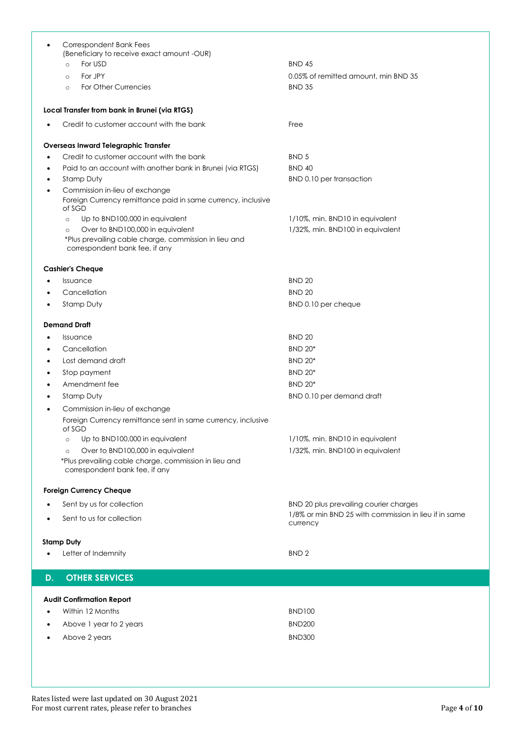- Correspondent Bank Fees (Beneficiary to receive exact amount -OUR)
  - For USD — BND 45
  - For JPY — 0.05% of remitted amount, min BND 35
  - For Other Currencies — BND 35

**Local Transfer from bank in Brunei (via RTGS)**

| | |
|---|---|
| • Credit to customer account with the bank | Free |

**Overseas Inward Telegraphic Transfer**

| | |
|---|---|
| • Credit to customer account with the bank | BND 5 |
| • Paid to an account with another bank in Brunei (via RTGS) | BND 40 |
| • Stamp Duty | BND 0.10 per transaction |
| • Commission in-lieu of exchange<br>Foreign Currency remittance paid in same currency, inclusive of SGD | |
| ○ Up to BND100,000 in equivalent | 1/10%, min. BND10 in equivalent |
| ○ Over to BND100,000 in equivalent | 1/32%, min. BND100 in equivalent |

*Plus prevailing cable charge, commission in lieu and correspondent bank fee, if any

**Cashier's Cheque**

| | |
|---|---|
| • Issuance | BND 20 |
| • Cancellation | BND 20 |
| • Stamp Duty | BND 0.10 per cheque |

**Demand Draft**

| | |
|---|---|
| • Issuance | BND 20 |
| • Cancellation | BND 20* |
| • Lost demand draft | BND 20* |
| • Stop payment | BND 20* |
| • Amendment fee | BND 20* |
| • Stamp Duty | BND 0.10 per demand draft |
| • Commission in-lieu of exchange<br>Foreign Currency remittance sent in same currency, inclusive of SGD | |
| ○ Up to BND100,000 in equivalent | 1/10%, min. BND10 in equivalent |
| ○ Over to BND100,000 in equivalent | 1/32%, min. BND100 in equivalent |

*Plus prevailing cable charge, commission in lieu and correspondent bank fee, if any

**Foreign Currency Cheque**

| | |
|---|---|
| • Sent by us for collection | BND 20 plus prevailing courier charges |
| • Sent to us for collection | 1/8% or min BND 25 with commission in lieu if in same currency |

**Stamp Duty**

| | |
|---|---|
| • Letter of Indemnity | BND 2 |

## D. OTHER SERVICES

**Audit Confirmation Report**

| | |
|---|---|
| • Within 12 Months | BND100 |
| • Above 1 year to 2 years | BND200 |
| • Above 2 years | BND300 |

Rates listed were last updated on 30 August 2021
For most current rates, please refer to branches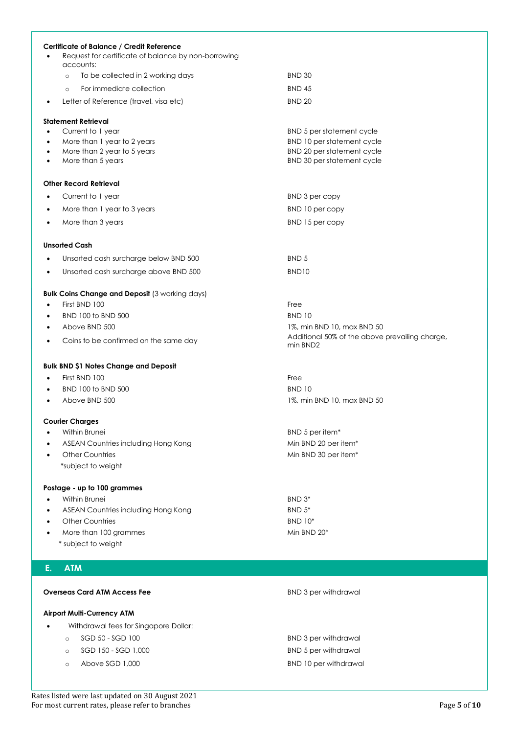**Certificate of Balance / Credit Reference**

| | |
|---|---|
| • Request for certificate of balance by non-borrowing accounts: | |
| ○ To be collected in 2 working days | BND 30 |
| ○ For immediate collection | BND 45 |
| • Letter of Reference (travel, visa etc) | BND 20 |

**Statement Retrieval**

| | |
|---|---|
| • Current to 1 year | BND 5 per statement cycle |
| • More than 1 year to 2 years | BND 10 per statement cycle |
| • More than 2 year to 5 years | BND 20 per statement cycle |
| • More than 5 years | BND 30 per statement cycle |

**Other Record Retrieval**

| | |
|---|---|
| • Current to 1 year | BND 3 per copy |
| • More than 1 year to 3 years | BND 10 per copy |
| • More than 3 years | BND 15 per copy |

**Unsorted Cash**

| | |
|---|---|
| • Unsorted cash surcharge below BND 500 | BND 5 |
| • Unsorted cash surcharge above BND 500 | BND10 |

**Bulk Coins Change and Deposit** (3 working days)

| | |
|---|---|
| • First BND 100 | Free |
| • BND 100 to BND 500 | BND 10 |
| • Above BND 500 | 1%, min BND 10, max BND 50 |
| • Coins to be confirmed on the same day | Additional 50% of the above prevailing charge, min BND2 |

**Bulk BND $1 Notes Change and Deposit**

| | |
|---|---|
| • First BND 100 | Free |
| • BND 100 to BND 500 | BND 10 |
| • Above BND 500 | 1%, min BND 10, max BND 50 |

**Courier Charges**

| | |
|---|---|
| • Within Brunei | BND 5 per item* |
| • ASEAN Countries including Hong Kong | Min BND 20 per item* |
| • Other Countries | Min BND 30 per item* |

*subject to weight

**Postage - up to 100 grammes**

| | |
|---|---|
| • Within Brunei | BND 3* |
| • ASEAN Countries including Hong Kong | BND 5* |
| • Other Countries | BND 10* |
| • More than 100 grammes | Min BND 20* |

* subject to weight

## E. ATM

**Overseas Card ATM Access Fee** — BND 3 per withdrawal

**Airport Multi-Currency ATM**

| | |
|---|---|
| • Withdrawal fees for Singapore Dollar: | |
| ○ SGD 50 - SGD 100 | BND 3 per withdrawal |
| ○ SGD 150 - SGD 1,000 | BND 5 per withdrawal |
| ○ Above SGD 1,000 | BND 10 per withdrawal |

Rates listed were last updated on 30 August 2021
For most current rates, please refer to branches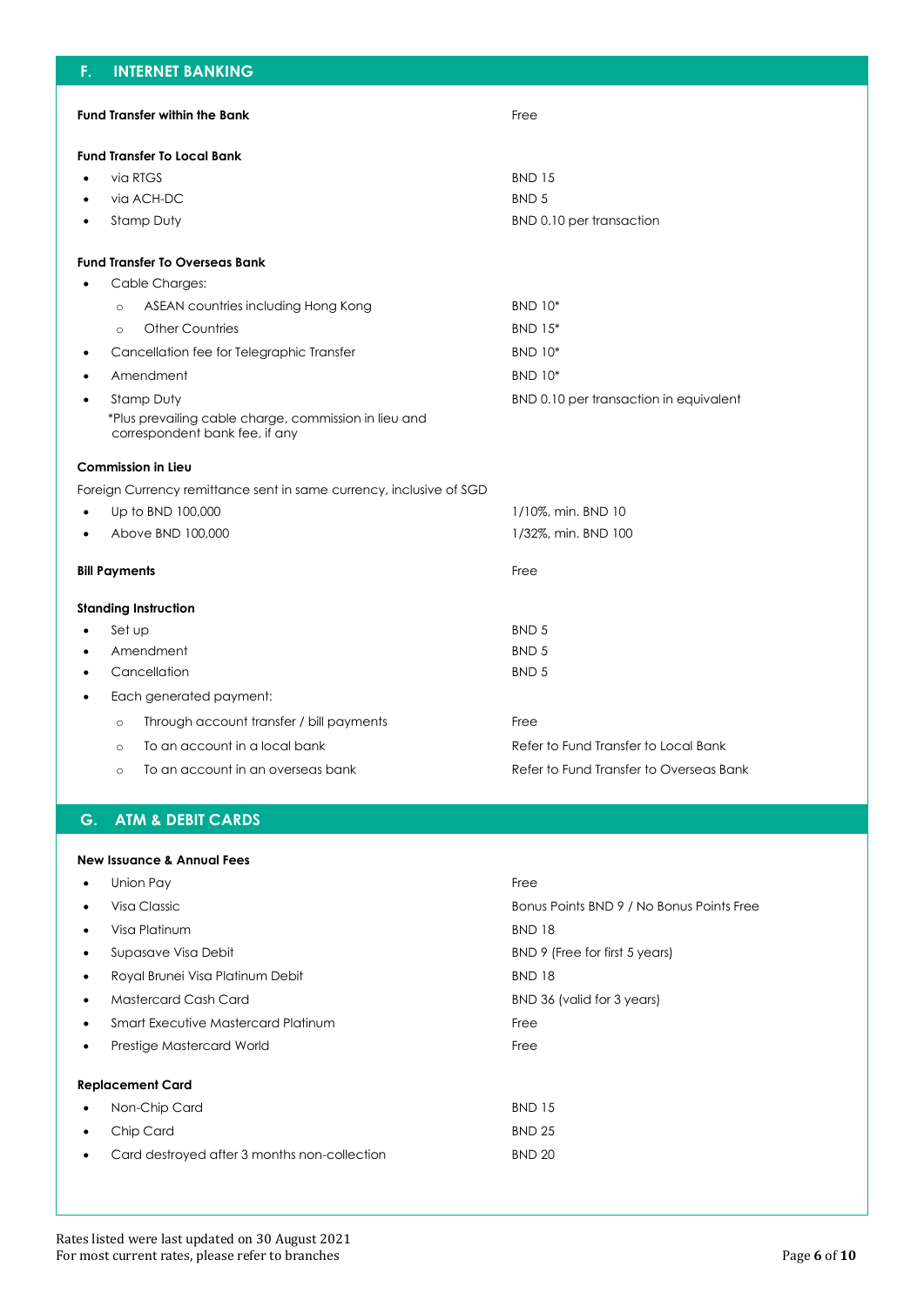## F. INTERNET BANKING

**Fund Transfer within the Bank** — Free

**Fund Transfer To Local Bank**

- via RTGS — BND 15
- via ACH-DC — BND 5
- Stamp Duty — BND 0.10 per transaction

**Fund Transfer To Overseas Bank**

- Cable Charges:
  - ASEAN countries including Hong Kong — BND 10*
  - Other Countries — BND 15*
- Cancellation fee for Telegraphic Transfer — BND 10*
- Amendment — BND 10*
- Stamp Duty — BND 0.10 per transaction in equivalent

  *Plus prevailing cable charge, commission in lieu and correspondent bank fee, if any

**Commission in Lieu**

Foreign Currency remittance sent in same currency, inclusive of SGD

- Up to BND 100,000 — 1/10%, min. BND 10
- Above BND 100,000 — 1/32%, min. BND 100

**Bill Payments** — Free

**Standing Instruction**

- Set up — BND 5
- Amendment — BND 5
- Cancellation — BND 5
- Each generated payment:
  - Through account transfer / bill payments — Free
  - To an account in a local bank — Refer to Fund Transfer to Local Bank
  - To an account in an overseas bank — Refer to Fund Transfer to Overseas Bank

## G. ATM & DEBIT CARDS

**New Issuance & Annual Fees**

- Union Pay — Free
- Visa Classic — Bonus Points BND 9 / No Bonus Points Free
- Visa Platinum — BND 18
- Supasave Visa Debit — BND 9 (Free for first 5 years)
- Royal Brunei Visa Platinum Debit — BND 18
- Mastercard Cash Card — BND 36 (valid for 3 years)
- Smart Executive Mastercard Platinum — Free
- Prestige Mastercard World — Free

**Replacement Card**

- Non-Chip Card — BND 15
- Chip Card — BND 25
- Card destroyed after 3 months non-collection — BND 20

Rates listed were last updated on 30 August 2021
For most current rates, please refer to branches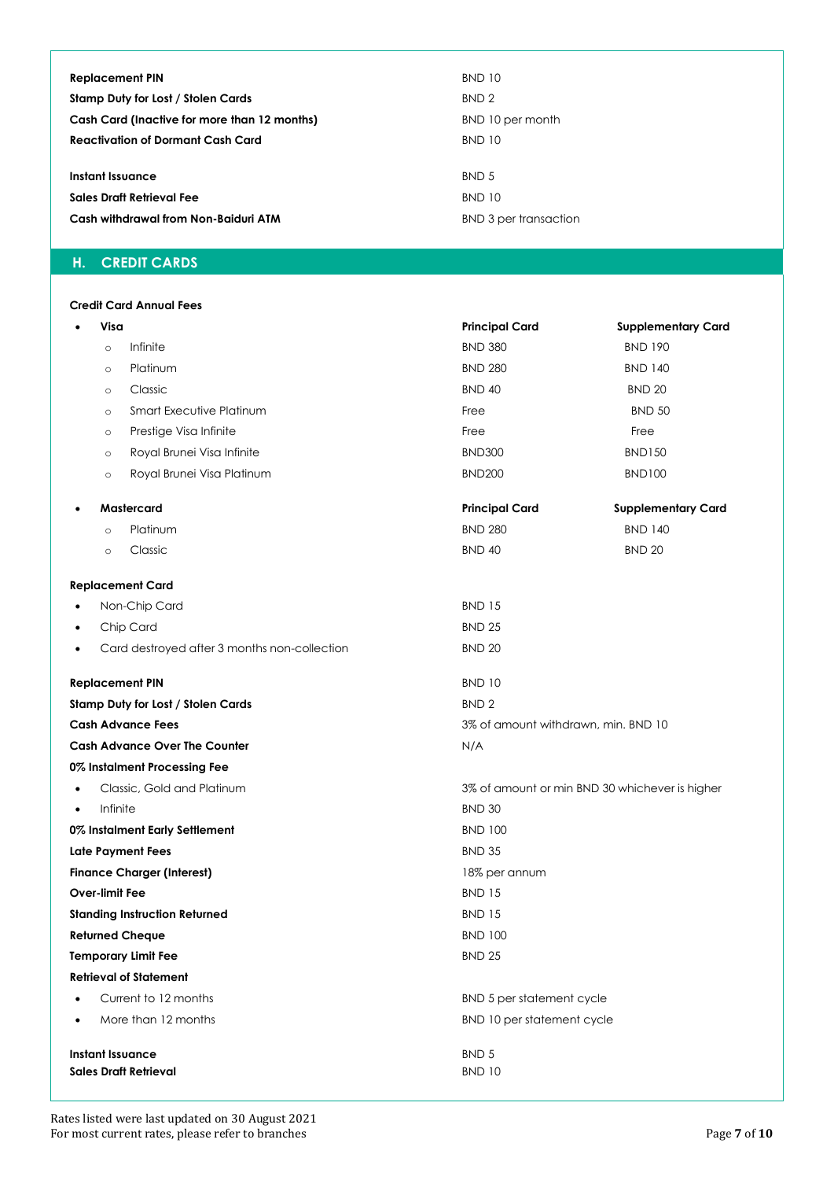| | |
|---|---|
| **Replacement PIN** | BND 10 |
| **Stamp Duty for Lost / Stolen Cards** | BND 2 |
| **Cash Card (Inactive for more than 12 months)** | BND 10 per month |
| **Reactivation of Dormant Cash Card** | BND 10 |
| **Instant Issuance** | BND 5 |
| **Sales Draft Retrieval Fee** | BND 10 |
| **Cash withdrawal from Non-Baiduri ATM** | BND 3 per transaction |

## H. CREDIT CARDS

**Credit Card Annual Fees**

| | Principal Card | Supplementary Card |
|---|---|---|
| **Visa** | **Principal Card** | **Supplementary Card** |
| Infinite | BND 380 | BND 190 |
| Platinum | BND 280 | BND 140 |
| Classic | BND 40 | BND 20 |
| Smart Executive Platinum | Free | BND 50 |
| Prestige Visa Infinite | Free | Free |
| Royal Brunei Visa Infinite | BND300 | BND150 |
| Royal Brunei Visa Platinum | BND200 | BND100 |
| **Mastercard** | **Principal Card** | **Supplementary Card** |
| Platinum | BND 280 | BND 140 |
| Classic | BND 40 | BND 20 |

| | |
|---|---|
| **Replacement Card** | |
| Non-Chip Card | BND 15 |
| Chip Card | BND 25 |
| Card destroyed after 3 months non-collection | BND 20 |
| **Replacement PIN** | BND 10 |
| **Stamp Duty for Lost / Stolen Cards** | BND 2 |
| **Cash Advance Fees** | 3% of amount withdrawn, min. BND 10 |
| **Cash Advance Over The Counter** | N/A |
| **0% Instalment Processing Fee** | |
| Classic, Gold and Platinum | 3% of amount or min BND 30 whichever is higher |
| Infinite | BND 30 |
| **0% Instalment Early Settlement** | BND 100 |
| **Late Payment Fees** | BND 35 |
| **Finance Charger (Interest)** | 18% per annum |
| **Over-limit Fee** | BND 15 |
| **Standing Instruction Returned** | BND 15 |
| **Returned Cheque** | BND 100 |
| **Temporary Limit Fee** | BND 25 |
| **Retrieval of Statement** | |
| Current to 12 months | BND 5 per statement cycle |
| More than 12 months | BND 10 per statement cycle |
| **Instant Issuance** | BND 5 |
| **Sales Draft Retrieval** | BND 10 |

Rates listed were last updated on 30 August 2021
For most current rates, please refer to branches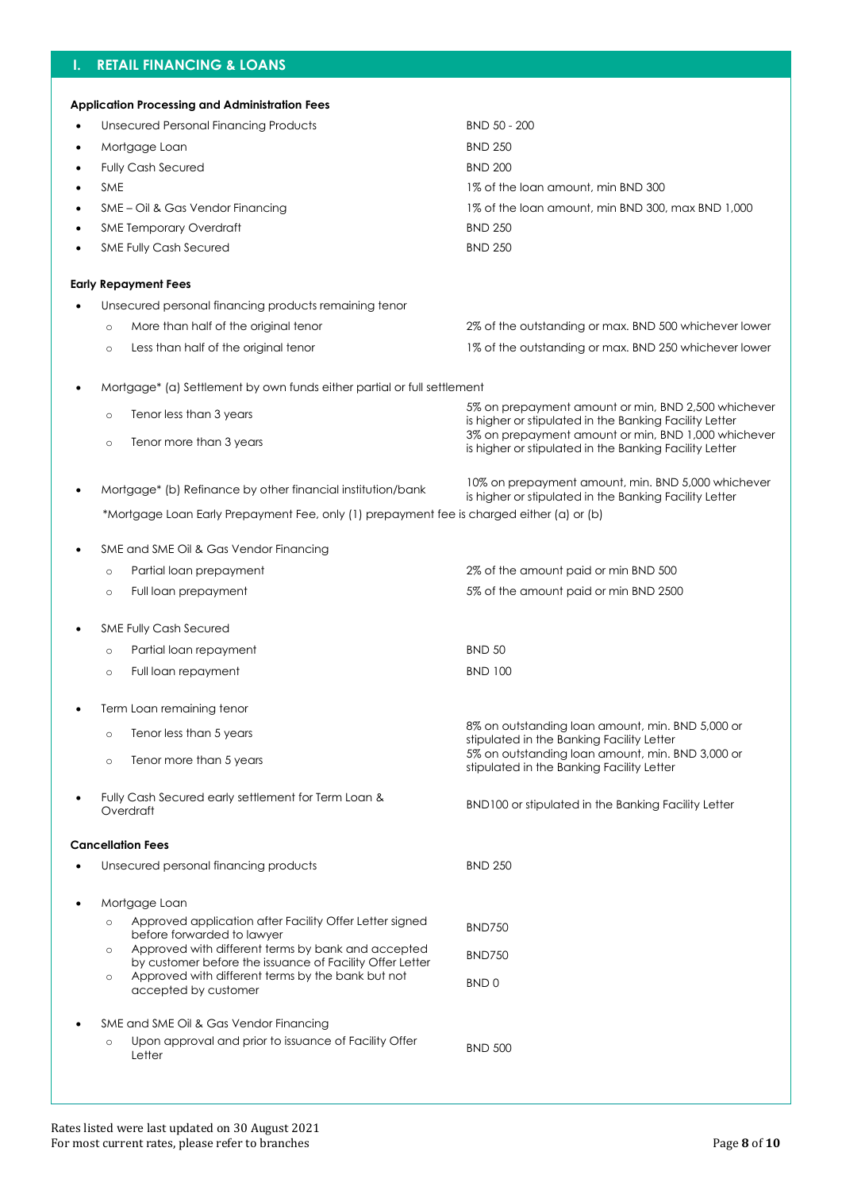## I. RETAIL FINANCING & LOANS

**Application Processing and Administration Fees**

| | |
|---|---|
| Unsecured Personal Financing Products | BND 50 - 200 |
| Mortgage Loan | BND 250 |
| Fully Cash Secured | BND 200 |
| SME | 1% of the loan amount, min BND 300 |
| SME – Oil & Gas Vendor Financing | 1% of the loan amount, min BND 300, max BND 1,000 |
| SME Temporary Overdraft | BND 250 |
| SME Fully Cash Secured | BND 250 |

**Early Repayment Fees**

| | |
|---|---|
| **Unsecured personal financing products remaining tenor** | |
| More than half of the original tenor | 2% of the outstanding or max. BND 500 whichever lower |
| Less than half of the original tenor | 1% of the outstanding or max. BND 250 whichever lower |
| **Mortgage* (a) Settlement by own funds either partial or full settlement** | |
| Tenor less than 3 years | 5% on prepayment amount or min, BND 2,500 whichever is higher or stipulated in the Banking Facility Letter |
| Tenor more than 3 years | 3% on prepayment amount or min, BND 1,000 whichever is higher or stipulated in the Banking Facility Letter |
| **Mortgage* (b) Refinance by other financial institution/bank** | 10% on prepayment amount, min. BND 5,000 whichever is higher or stipulated in the Banking Facility Letter |

*Mortgage Loan Early Prepayment Fee, only (1) prepayment fee is charged either (a) or (b)

| | |
|---|---|
| **SME and SME Oil & Gas Vendor Financing** | |
| Partial loan prepayment | 2% of the amount paid or min BND 500 |
| Full loan prepayment | 5% of the amount paid or min BND 2500 |
| **SME Fully Cash Secured** | |
| Partial loan repayment | BND 50 |
| Full loan repayment | BND 100 |
| **Term Loan remaining tenor** | |
| Tenor less than 5 years | 8% on outstanding loan amount, min. BND 5,000 or stipulated in the Banking Facility Letter |
| Tenor more than 5 years | 5% on outstanding loan amount, min. BND 3,000 or stipulated in the Banking Facility Letter |
| **Fully Cash Secured early settlement for Term Loan & Overdraft** | BND100 or stipulated in the Banking Facility Letter |

**Cancellation Fees**

| | |
|---|---|
| **Unsecured personal financing products** | BND 250 |
| **Mortgage Loan** | |
| Approved application after Facility Offer Letter signed before forwarded to lawyer | BND750 |
| Approved with different terms by bank and accepted by customer before the issuance of Facility Offer Letter | BND750 |
| Approved with different terms by the bank but not accepted by customer | BND 0 |
| **SME and SME Oil & Gas Vendor Financing** | |
| Upon approval and prior to issuance of Facility Offer Letter | BND 500 |

Rates listed were last updated on 30 August 2021
For most current rates, please refer to branches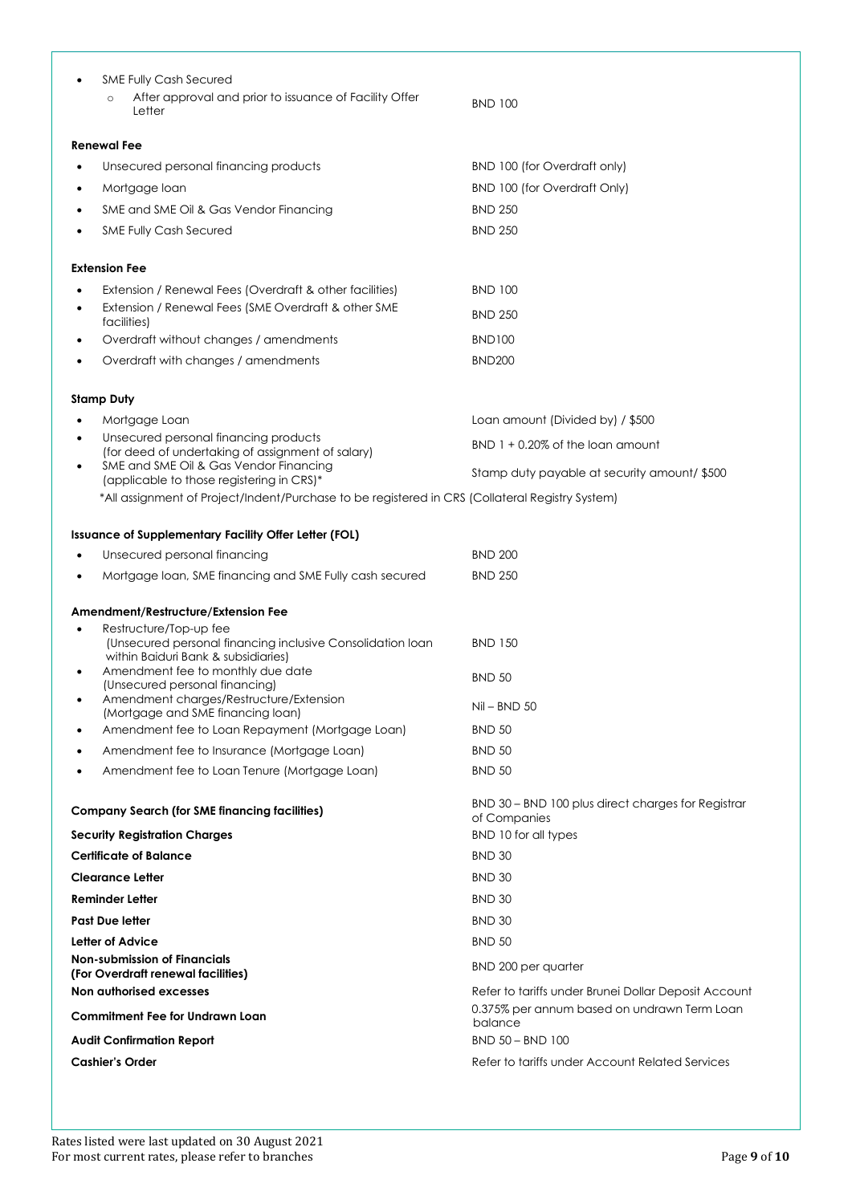- SME Fully Cash Secured
  - After approval and prior to issuance of Facility Offer Letter — BND 100

**Renewal Fee**

| | |
|---|---|
| Unsecured personal financing products | BND 100 (for Overdraft only) |
| Mortgage loan | BND 100 (for Overdraft Only) |
| SME and SME Oil & Gas Vendor Financing | BND 250 |
| SME Fully Cash Secured | BND 250 |

**Extension Fee**

| | |
|---|---|
| Extension / Renewal Fees (Overdraft & other facilities) | BND 100 |
| Extension / Renewal Fees (SME Overdraft & other SME facilities) | BND 250 |
| Overdraft without changes / amendments | BND100 |
| Overdraft with changes / amendments | BND200 |

**Stamp Duty**

| | |
|---|---|
| Mortgage Loan | Loan amount (Divided by) / $500 |
| Unsecured personal financing products (for deed of undertaking of assignment of salary) | BND 1 + 0.20% of the loan amount |
| SME and SME Oil & Gas Vendor Financing (applicable to those registering in CRS)* | Stamp duty payable at security amount/ $500 |

*All assignment of Project/Indent/Purchase to be registered in CRS (Collateral Registry System)

**Issuance of Supplementary Facility Offer Letter (FOL)**

| | |
|---|---|
| Unsecured personal financing | BND 200 |
| Mortgage loan, SME financing and SME Fully cash secured | BND 250 |

**Amendment/Restructure/Extension Fee**

| | |
|---|---|
| Restructure/Top-up fee (Unsecured personal financing inclusive Consolidation loan within Baiduri Bank & subsidiaries) | BND 150 |
| Amendment fee to monthly due date (Unsecured personal financing) | BND 50 |
| Amendment charges/Restructure/Extension (Mortgage and SME financing loan) | Nil – BND 50 |
| Amendment fee to Loan Repayment (Mortgage Loan) | BND 50 |
| Amendment fee to Insurance (Mortgage Loan) | BND 50 |
| Amendment fee to Loan Tenure (Mortgage Loan) | BND 50 |

| | |
|---|---|
| **Company Search (for SME financing facilities)** | BND 30 – BND 100 plus direct charges for Registrar of Companies |
| **Security Registration Charges** | BND 10 for all types |
| **Certificate of Balance** | BND 30 |
| **Clearance Letter** | BND 30 |
| **Reminder Letter** | BND 30 |
| **Past Due letter** | BND 30 |
| **Letter of Advice** | BND 50 |
| **Non-submission of Financials (For Overdraft renewal facilities)** | BND 200 per quarter |
| **Non authorised excesses** | Refer to tariffs under Brunei Dollar Deposit Account |
| **Commitment Fee for Undrawn Loan** | 0.375% per annum based on undrawn Term Loan balance |
| **Audit Confirmation Report** | BND 50 – BND 100 |
| **Cashier's Order** | Refer to tariffs under Account Related Services |

Rates listed were last updated on 30 August 2021
For most current rates, please refer to branches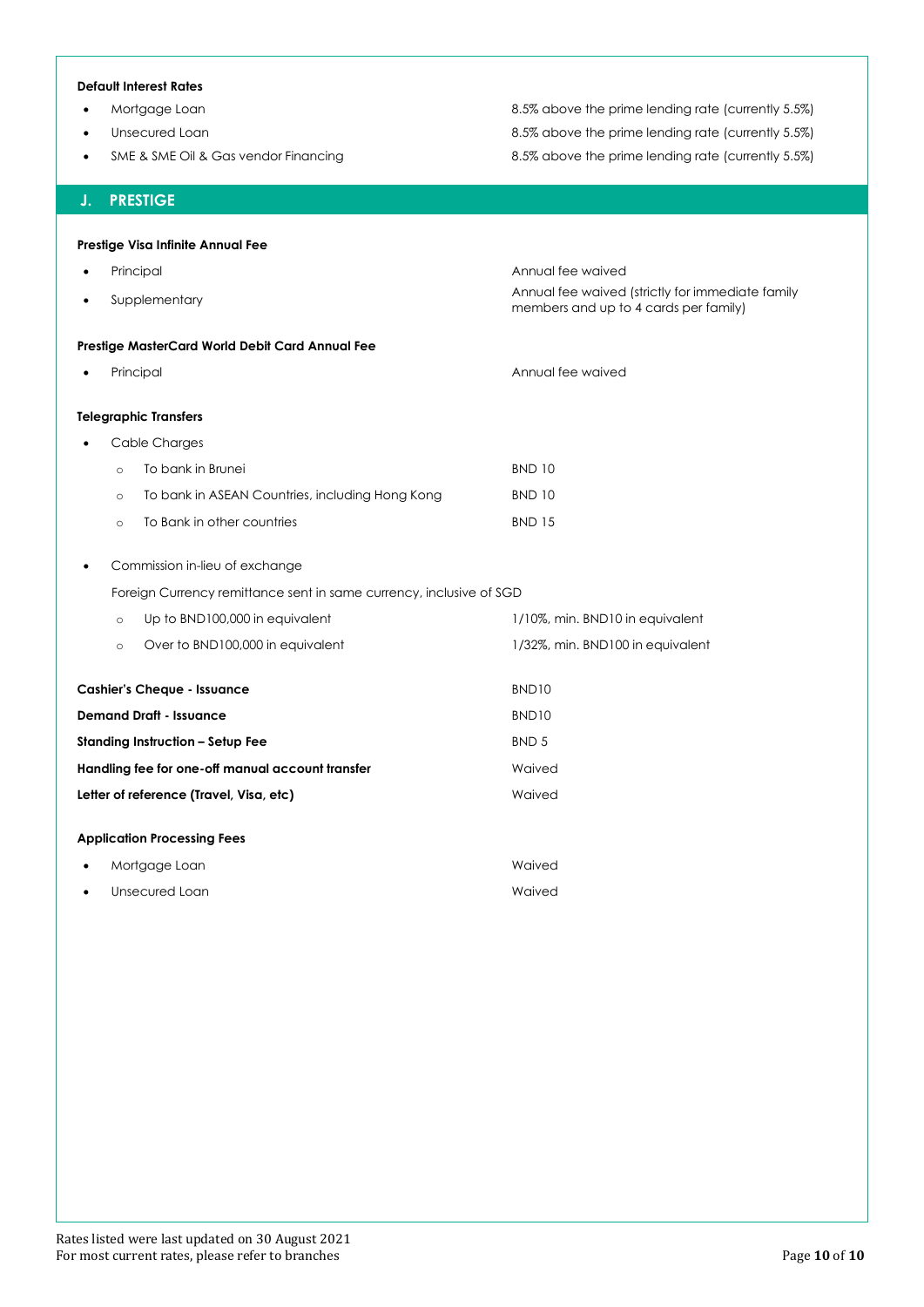**Default Interest Rates**

- Mortgage Loan — 8.5% above the prime lending rate (currently 5.5%)
- Unsecured Loan — 8.5% above the prime lending rate (currently 5.5%)
- SME & SME Oil & Gas vendor Financing — 8.5% above the prime lending rate (currently 5.5%)

## J. PRESTIGE

**Prestige Visa Infinite Annual Fee**

- Principal — Annual fee waived
- Supplementary — Annual fee waived (strictly for immediate family members and up to 4 cards per family)

**Prestige MasterCard World Debit Card Annual Fee**

- Principal — Annual fee waived

**Telegraphic Transfers**

- Cable Charges
  - To bank in Brunei — BND 10
  - To bank in ASEAN Countries, including Hong Kong — BND 10
  - To Bank in other countries — BND 15

- Commission in-lieu of exchange

  Foreign Currency remittance sent in same currency, inclusive of SGD
  - Up to BND100,000 in equivalent — 1/10%, min. BND10 in equivalent
  - Over to BND100,000 in equivalent — 1/32%, min. BND100 in equivalent

| | |
|---|---|
| **Cashier's Cheque - Issuance** | BND10 |
| **Demand Draft - Issuance** | BND10 |
| **Standing Instruction – Setup Fee** | BND 5 |
| **Handling fee for one-off manual account transfer** | Waived |
| **Letter of reference (Travel, Visa, etc)** | Waived |

**Application Processing Fees**

- Mortgage Loan — Waived
- Unsecured Loan — Waived

Rates listed were last updated on 30 August 2021
For most current rates, please refer to branches